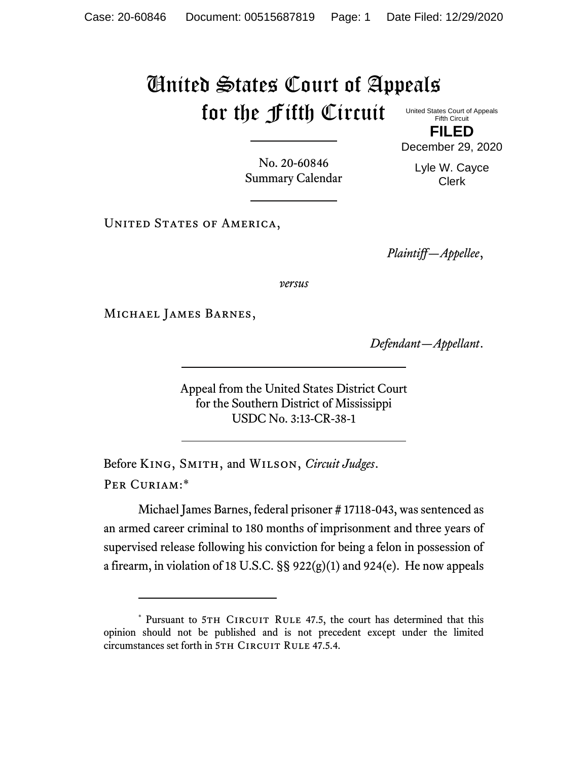# United States Court of Appeals for the Fifth Circuit

United States Court of Appeals
Fifth Circuit

**FILED**

December 29, 2020

Lyle W. Cayce
Clerk

No. 20-60846
Summary Calendar

United States of America,

*Plaintiff—Appellee*,

*versus*

Michael James Barnes,

*Defendant—Appellant*.

Appeal from the United States District Court
for the Southern District of Mississippi
USDC No. 3:13-CR-38-1

Before King, Smith, and Wilson, *Circuit Judges*.

Per Curiam:*

Michael James Barnes, federal prisoner # 17118-043, was sentenced as an armed career criminal to 180 months of imprisonment and three years of supervised release following his conviction for being a felon in possession of a firearm, in violation of 18 U.S.C. §§ 922(g)(1) and 924(e). He now appeals

* Pursuant to 5th Circuit Rule 47.5, the court has determined that this opinion should not be published and is not precedent except under the limited circumstances set forth in 5th Circuit Rule 47.5.4.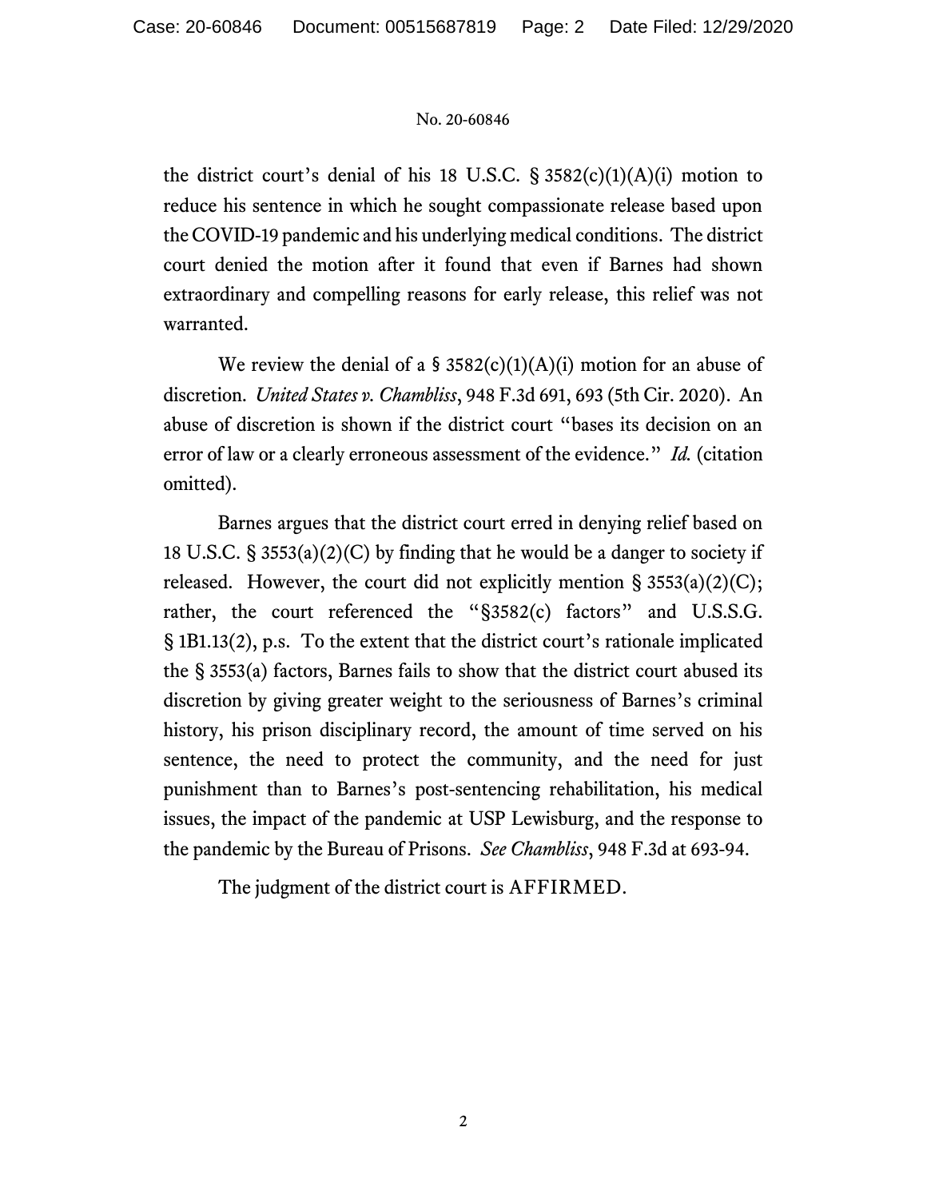the district court's denial of his 18 U.S.C. § 3582(c)(1)(A)(i) motion to reduce his sentence in which he sought compassionate release based upon the COVID-19 pandemic and his underlying medical conditions. The district court denied the motion after it found that even if Barnes had shown extraordinary and compelling reasons for early release, this relief was not warranted.

We review the denial of a § 3582(c)(1)(A)(i) motion for an abuse of discretion. *United States v. Chambliss*, 948 F.3d 691, 693 (5th Cir. 2020). An abuse of discretion is shown if the district court "bases its decision on an error of law or a clearly erroneous assessment of the evidence." *Id.* (citation omitted).

Barnes argues that the district court erred in denying relief based on 18 U.S.C. § 3553(a)(2)(C) by finding that he would be a danger to society if released. However, the court did not explicitly mention § 3553(a)(2)(C); rather, the court referenced the "§3582(c) factors" and U.S.S.G. § 1B1.13(2), p.s. To the extent that the district court's rationale implicated the § 3553(a) factors, Barnes fails to show that the district court abused its discretion by giving greater weight to the seriousness of Barnes's criminal history, his prison disciplinary record, the amount of time served on his sentence, the need to protect the community, and the need for just punishment than to Barnes's post-sentencing rehabilitation, his medical issues, the impact of the pandemic at USP Lewisburg, and the response to the pandemic by the Bureau of Prisons. *See Chambliss*, 948 F.3d at 693-94.

The judgment of the district court is AFFIRMED.